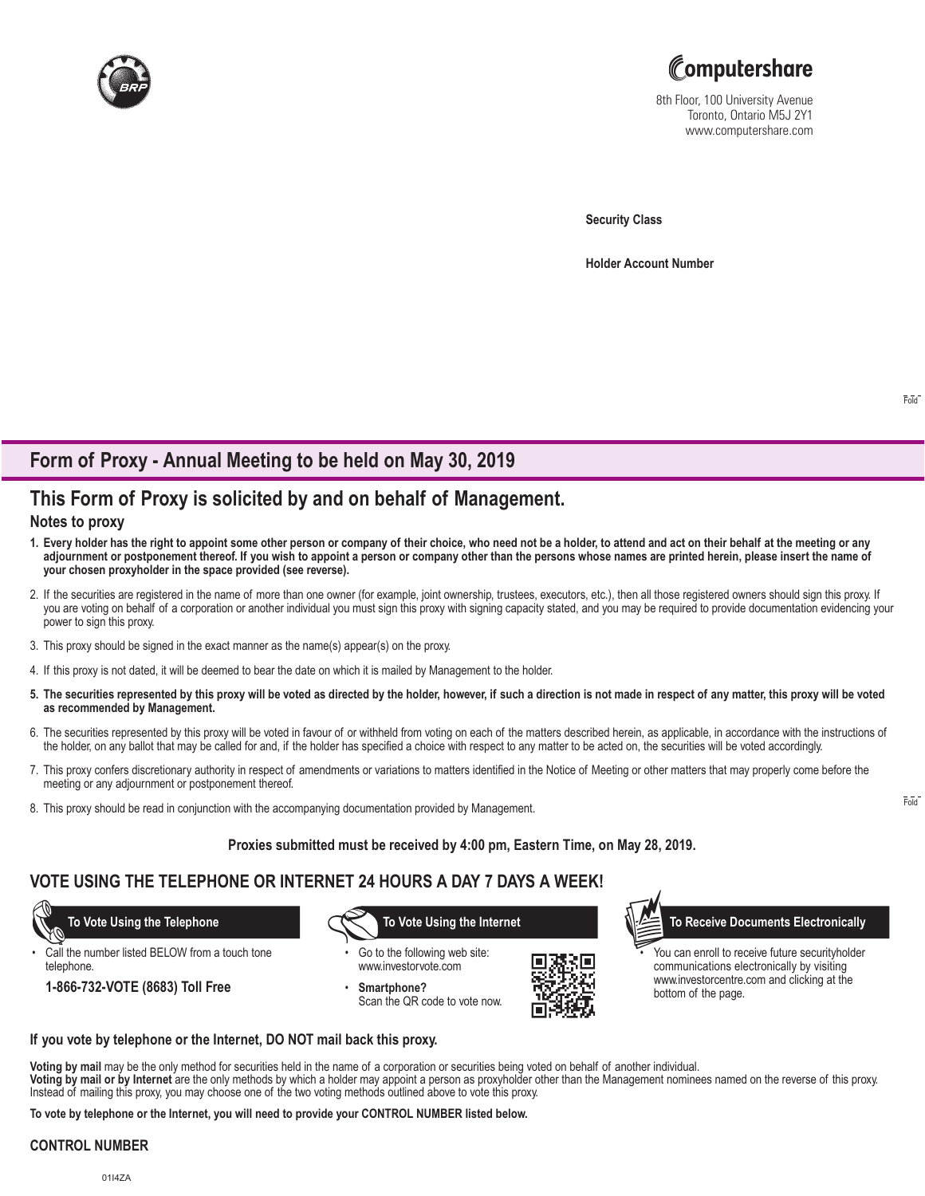Computershare

8th Floor, 100 University Avenue
Toronto, Ontario M5J 2Y1
www.computershare.com

**Security Class**

**Holder Account Number**

Fold

# Form of Proxy - Annual Meeting to be held on May 30, 2019

## This Form of Proxy is solicited by and on behalf of Management.

### Notes to proxy

1. **Every holder has the right to appoint some other person or company of their choice, who need not be a holder, to attend and act on their behalf at the meeting or any adjournment or postponement thereof. If you wish to appoint a person or company other than the persons whose names are printed herein, please insert the name of your chosen proxyholder in the space provided (see reverse).**
2. If the securities are registered in the name of more than one owner (for example, joint ownership, trustees, executors, etc.), then all those registered owners should sign this proxy. If you are voting on behalf of a corporation or another individual you must sign this proxy with signing capacity stated, and you may be required to provide documentation evidencing your power to sign this proxy.
3. This proxy should be signed in the exact manner as the name(s) appear(s) on the proxy.
4. If this proxy is not dated, it will be deemed to bear the date on which it is mailed by Management to the holder.
5. **The securities represented by this proxy will be voted as directed by the holder, however, if such a direction is not made in respect of any matter, this proxy will be voted as recommended by Management.**
6. The securities represented by this proxy will be voted in favour of or withheld from voting on each of the matters described herein, as applicable, in accordance with the instructions of the holder, on any ballot that may be called for and, if the holder has specified a choice with respect to any matter to be acted on, the securities will be voted accordingly.
7. This proxy confers discretionary authority in respect of amendments or variations to matters identified in the Notice of Meeting or other matters that may properly come before the meeting or any adjournment or postponement thereof.
8. This proxy should be read in conjunction with the accompanying documentation provided by Management.

Fold

**Proxies submitted must be received by 4:00 pm, Eastern Time, on May 28, 2019.**

## VOTE USING THE TELEPHONE OR INTERNET 24 HOURS A DAY 7 DAYS A WEEK!

**To Vote Using the Telephone**

- Call the number listed BELOW from a touch tone telephone.

**1-866-732-VOTE (8683) Toll Free**

**To Vote Using the Internet**

- Go to the following web site: www.investorvote.com
- **Smartphone?** Scan the QR code to vote now.

**To Receive Documents Electronically**

- You can enroll to receive future securityholder communications electronically by visiting www.investorcentre.com and clicking at the bottom of the page.

**If you vote by telephone or the Internet, DO NOT mail back this proxy.**

**Voting by mail** may be the only method for securities held in the name of a corporation or securities being voted on behalf of another individual.
**Voting by mail or by Internet** are the only methods by which a holder may appoint a person as proxyholder other than the Management nominees named on the reverse of this proxy. Instead of mailing this proxy, you may choose one of the two voting methods outlined above to vote this proxy.

**To vote by telephone or the Internet, you will need to provide your CONTROL NUMBER listed below.**

**CONTROL NUMBER**

01I4ZA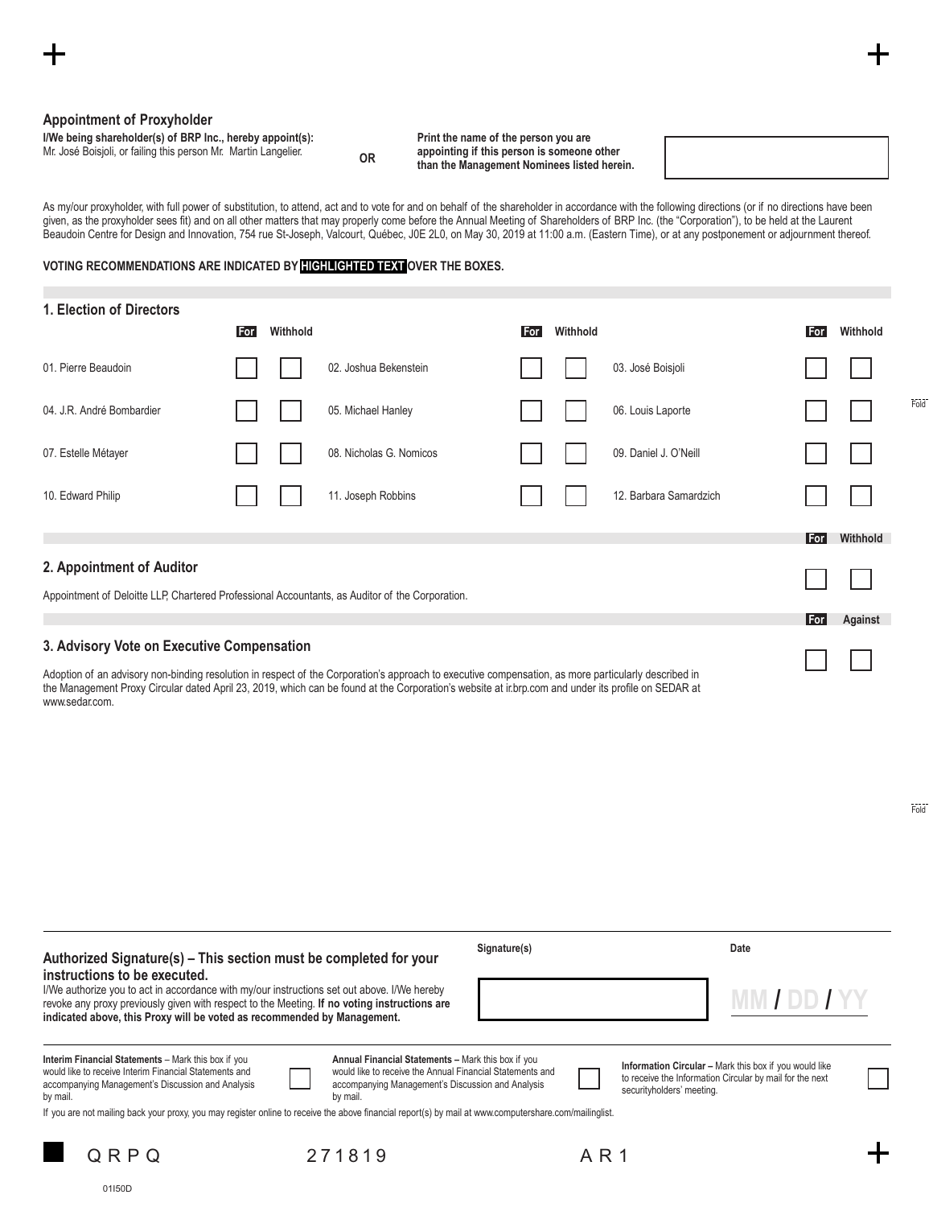## Appointment of Proxyholder

**I/We being shareholder(s) of BRP Inc., hereby appoint(s):**
Mr. José Boisjoli, or failing this person Mr. Martin Langelier.

**OR**

**Print the name of the person you are appointing if this person is someone other than the Management Nominees listed herein.**

As my/our proxyholder, with full power of substitution, to attend, act and to vote for and on behalf of the shareholder in accordance with the following directions (or if no directions have been given, as the proxyholder sees fit) and on all other matters that may properly come before the Annual Meeting of Shareholders of BRP Inc. (the "Corporation"), to be held at the Laurent Beaudoin Centre for Design and Innovation, 754 rue St-Joseph, Valcourt, Québec, J0E 2L0, on May 30, 2019 at 11:00 a.m. (Eastern Time), or at any postponement or adjournment thereof.

**VOTING RECOMMENDATIONS ARE INDICATED BY HIGHLIGHTED TEXT OVER THE BOXES.**

### 1. Election of Directors

| | For | Withhold | | For | Withhold | | For | Withhold |
|---|---|---|---|---|---|---|---|---|
| 01. Pierre Beaudoin | ☐ | ☐ | 02. Joshua Bekenstein | ☐ | ☐ | 03. José Boisjoli | ☐ | ☐ |
| 04. J.R. André Bombardier | ☐ | ☐ | 05. Michael Hanley | ☐ | ☐ | 06. Louis Laporte | ☐ | ☐ |
| 07. Estelle Métayer | ☐ | ☐ | 08. Nicholas G. Nomicos | ☐ | ☐ | 09. Daniel J. O'Neill | ☐ | ☐ |
| 10. Edward Philip | ☐ | ☐ | 11. Joseph Robbins | ☐ | ☐ | 12. Barbara Samardzich | ☐ | ☐ |

### 2. Appointment of Auditor

Appointment of Deloitte LLP, Chartered Professional Accountants, as Auditor of the Corporation.

For ☐ Withhold ☐

### 3. Advisory Vote on Executive Compensation

Adoption of an advisory non-binding resolution in respect of the Corporation's approach to executive compensation, as more particularly described in the Management Proxy Circular dated April 23, 2019, which can be found at the Corporation's website at ir.brp.com and under its profile on SEDAR at www.sedar.com.

For ☐ Against ☐

### Authorized Signature(s) – This section must be completed for your instructions to be executed.

I/We authorize you to act in accordance with my/our instructions set out above. I/We hereby revoke any proxy previously given with respect to the Meeting. **If no voting instructions are indicated above, this Proxy will be voted as recommended by Management.**

Signature(s)

Date

MM / DD / YY

**Interim Financial Statements** – Mark this box if you would like to receive Interim Financial Statements and accompanying Management's Discussion and Analysis by mail. ☐

**Annual Financial Statements –** Mark this box if you would like to receive the Annual Financial Statements and accompanying Management's Discussion and Analysis by mail. ☐

**Information Circular –** Mark this box if you would like to receive the Information Circular by mail for the next securityholders' meeting. ☐

If you are not mailing back your proxy, you may register online to receive the above financial report(s) by mail at www.computershare.com/mailinglist.

QRPQ 271819 AR1

01I50D